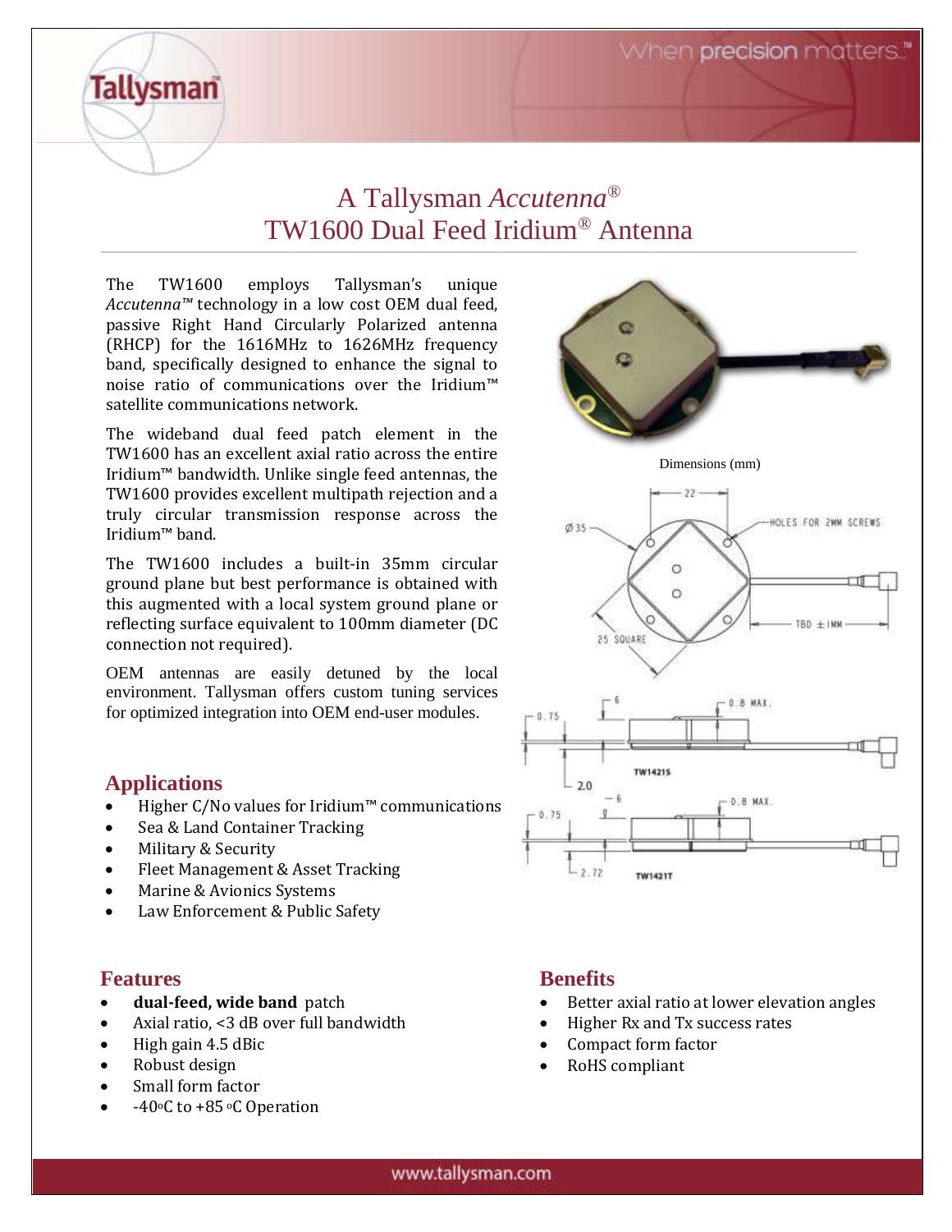# A Tallysman *Accutenna*®
# TW1600 Dual Feed Iridium® Antenna

The TW1600 employs Tallysman's unique *Accutenna™* technology in a low cost OEM dual feed, passive Right Hand Circularly Polarized antenna (RHCP) for the 1616MHz to 1626MHz frequency band, specifically designed to enhance the signal to noise ratio of communications over the Iridium™ satellite communications network.

The wideband dual feed patch element in the TW1600 has an excellent axial ratio across the entire Iridium™ bandwidth. Unlike single feed antennas, the TW1600 provides excellent multipath rejection and a truly circular transmission response across the Iridium™ band.

The TW1600 includes a built-in 35mm circular ground plane but best performance is obtained with this augmented with a local system ground plane or reflecting surface equivalent to 100mm diameter (DC connection not required).

OEM antennas are easily detuned by the local environment. Tallysman offers custom tuning services for optimized integration into OEM end-user modules.

Dimensions (mm)

## Applications

- Higher C/No values for Iridium™ communications
- Sea & Land Container Tracking
- Military & Security
- Fleet Management & Asset Tracking
- Marine & Avionics Systems
- Law Enforcement & Public Safety

## Features

- **dual-feed, wide band** patch
- Axial ratio, <3 dB over full bandwidth
- High gain 4.5 dBic
- Robust design
- Small form factor
- -40°C to +85 °C Operation

## Benefits

- Better axial ratio at lower elevation angles
- Higher Rx and Tx success rates
- Compact form factor
- RoHS compliant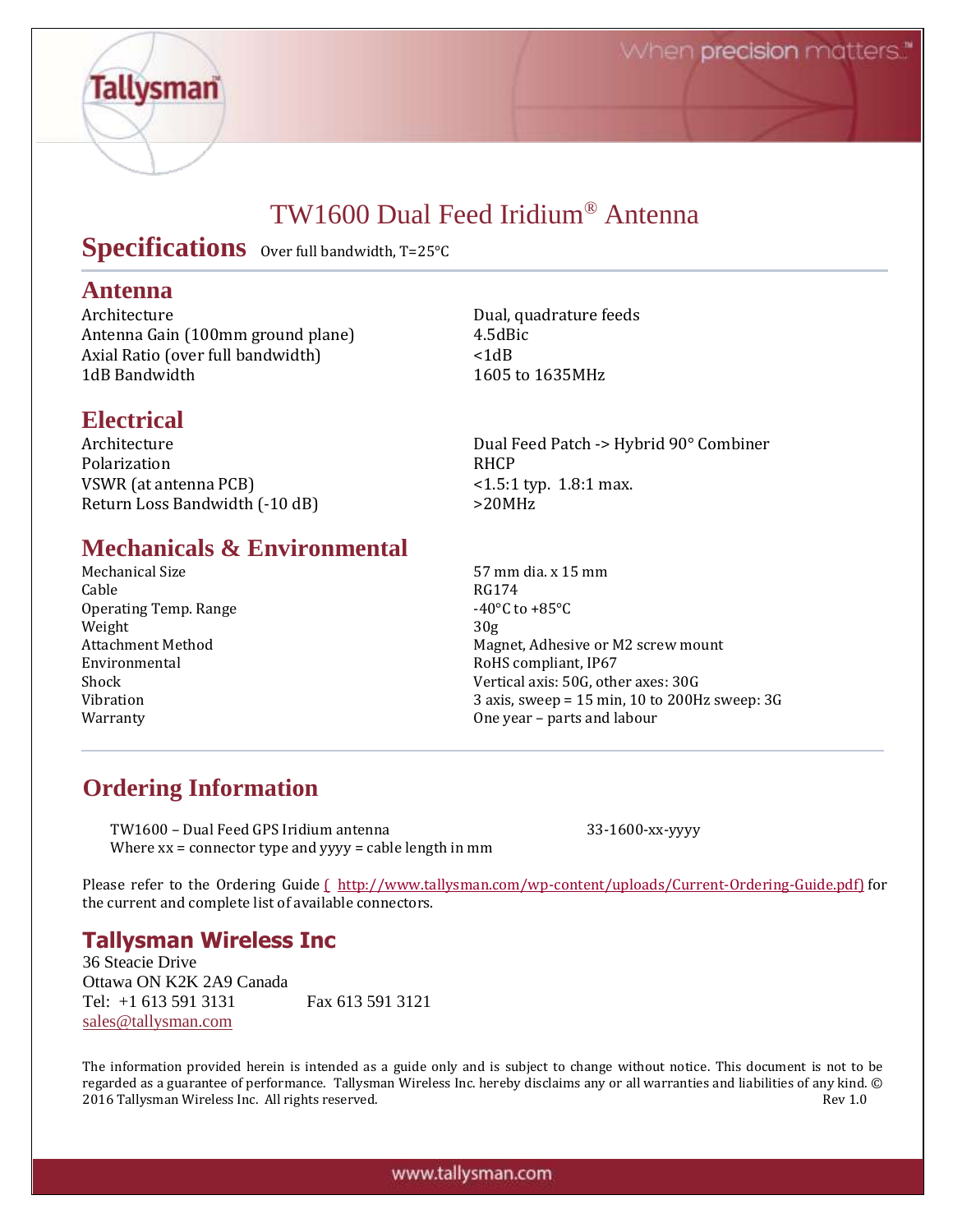# TW1600 Dual Feed Iridium® Antenna

## Specifications Over full bandwidth, T=25°C

### Antenna

| | |
|---|---|
| Architecture | Dual, quadrature feeds |
| Antenna Gain (100mm ground plane) | 4.5dBic |
| Axial Ratio (over full bandwidth) | <1dB |
| 1dB Bandwidth | 1605 to 1635MHz |

### Electrical

| | |
|---|---|
| Architecture | Dual Feed Patch -> Hybrid 90° Combiner |
| Polarization | RHCP |
| VSWR (at antenna PCB) | <1.5:1 typ. 1.8:1 max. |
| Return Loss Bandwidth (-10 dB) | >20MHz |

### Mechanicals & Environmental

| | |
|---|---|
| Mechanical Size | 57 mm dia. x 15 mm |
| Cable | RG174 |
| Operating Temp. Range | -40°C to +85°C |
| Weight | 30g |
| Attachment Method | Magnet, Adhesive or M2 screw mount |
| Environmental | RoHS compliant, IP67 |
| Shock | Vertical axis: 50G, other axes: 30G |
| Vibration | 3 axis, sweep = 15 min, 10 to 200Hz sweep: 3G |
| Warranty | One year – parts and labour |

## Ordering Information

| | |
|---|---|
| TW1600 – Dual Feed GPS Iridium antenna<br>Where xx = connector type and yyyy = cable length in mm | 33-1600-xx-yyyy |

Please refer to the Ordering Guide ( http://www.tallysman.com/wp-content/uploads/Current-Ordering-Guide.pdf) for the current and complete list of available connectors.

## Tallysman Wireless Inc

36 Steacie Drive
Ottawa ON K2K 2A9 Canada
Tel: +1 613 591 3131 Fax 613 591 3121
sales@tallysman.com

The information provided herein is intended as a guide only and is subject to change without notice. This document is not to be regarded as a guarantee of performance. Tallysman Wireless Inc. hereby disclaims any or all warranties and liabilities of any kind. © 2016 Tallysman Wireless Inc. All rights reserved. Rev 1.0